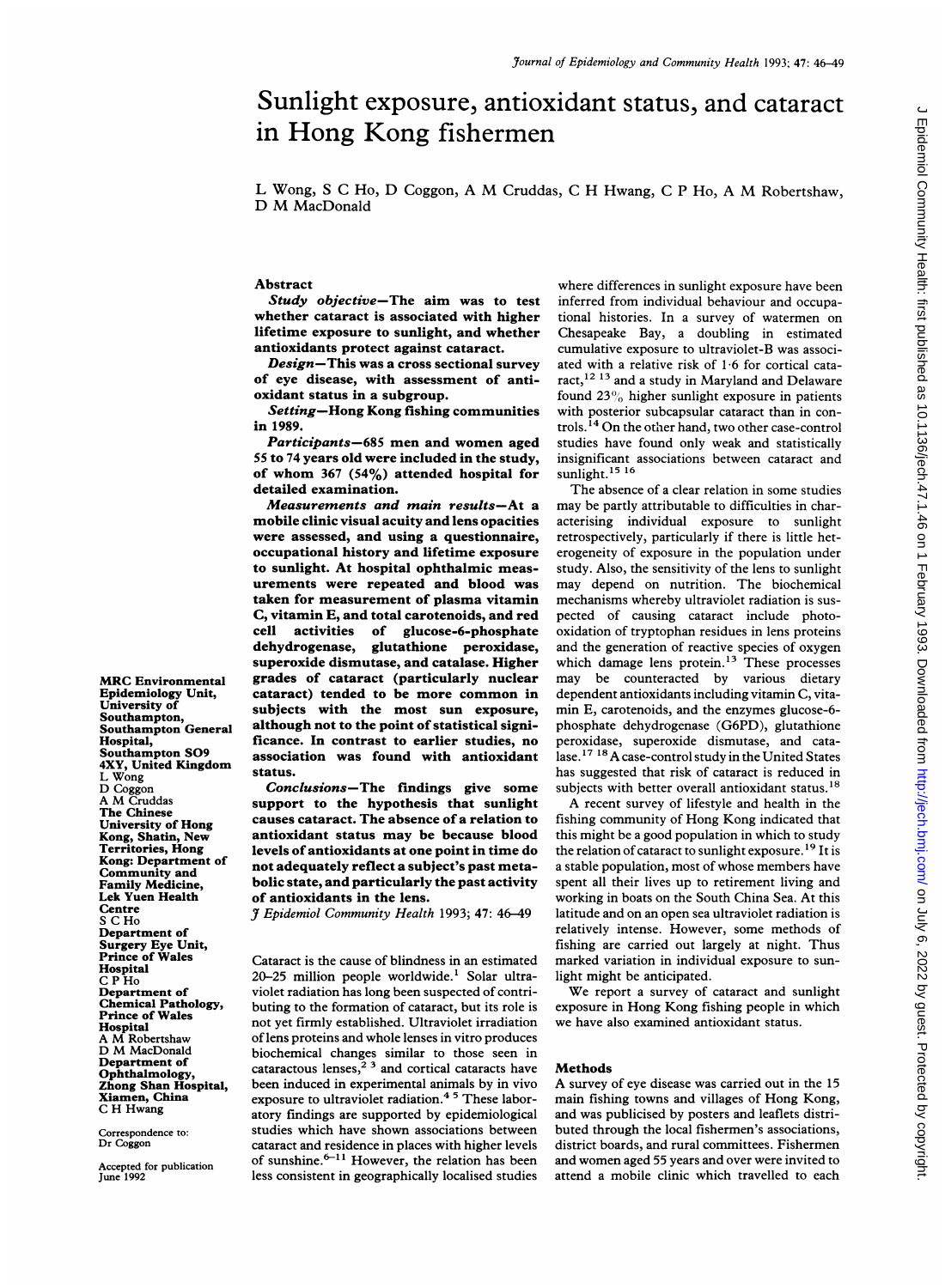# Sunlight exposure, antioxidant status, and cataract in Hong Kong fishermen

L Wong, S C Ho, D Coggon, A M Cruddas, C H Hwang, C P Ho, A M Robertshaw, D M MacDonald

## Abstract

***Study objective*—The aim was to test whether cataract is associated with higher lifetime exposure to sunlight, and whether antioxidants protect against cataract.**

***Design*—This was a cross sectional survey of eye disease, with assessment of antioxidant status in a subgroup.**

***Setting*—Hong Kong fishing communities in 1989.**

***Participants*—685 men and women aged 55 to 74 years old were included in the study, of whom 367 (54%) attended hospital for detailed examination.**

***Measurements and main results*—At a mobile clinic visual acuity and lens opacities were assessed, and using a questionnaire, occupational history and lifetime exposure to sunlight. At hospital ophthalmic measurements were repeated and blood was taken for measurement of plasma vitamin C, vitamin E, and total carotenoids, and red cell activities of glucose-6-phosphate dehydrogenase, glutathione peroxidase, superoxide dismutase, and catalase. Higher grades of cataract (particularly nuclear cataract) tended to be more common in subjects with the most sun exposure, although not to the point of statistical significance. In contrast to earlier studies, no association was found with antioxidant status.**

***Conclusions*—The findings give some support to the hypothesis that sunlight causes cataract. The absence of a relation to antioxidant status may be because blood levels of antioxidants at one point in time do not adequately reflect a subject's past metabolic state, and particularly the past activity of antioxidants in the lens.**

*J Epidemiol Community Health* 1993; 47: 46–49

**MRC Environmental Epidemiology Unit, University of Southampton, Southampton General Hospital, Southampton SO9 4XY, United Kingdom**
L Wong
D Coggon
A M Cruddas
**The Chinese University of Hong Kong, Shatin, New Territories, Hong Kong: Department of Community and Family Medicine, Lek Yuen Health Centre**
S C Ho
**Department of Surgery Eye Unit, Prince of Wales Hospital**
C P Ho
**Department of Chemical Pathology, Prince of Wales Hospital**
A M Robertshaw
D M MacDonald
**Department of Ophthalmology, Zhong Shan Hospital, Xiamen, China**
C H Hwang

Correspondence to: Dr Coggon

Accepted for publication June 1992

Cataract is the cause of blindness in an estimated 20–25 million people worldwide.[1] Solar ultraviolet radiation has long been suspected of contributing to the formation of cataract, but its role is not yet firmly established. Ultraviolet irradiation of lens proteins and whole lenses in vitro produces biochemical changes similar to those seen in cataractous lenses,[2,3] and cortical cataracts have been induced in experimental animals by in vivo exposure to ultraviolet radiation.[4,5] These laboratory findings are supported by epidemiological studies which have shown associations between cataract and residence in places with higher levels of sunshine.[6–11] However, the relation has been less consistent in geographically localised studies where differences in sunlight exposure have been inferred from individual behaviour and occupational histories. In a survey of watermen on Chesapeake Bay, a doubling in estimated cumulative exposure to ultraviolet-B was associated with a relative risk of 1·6 for cortical cataract,[12,13] and a study in Maryland and Delaware found 23% higher sunlight exposure in patients with posterior subcapsular cataract than in controls.[14] On the other hand, two other case-control studies have found only weak and statistically insignificant associations between cataract and sunlight.[15,16]

The absence of a clear relation in some studies may be partly attributable to difficulties in characterising individual exposure to sunlight retrospectively, particularly if there is little heterogeneity of exposure in the population under study. Also, the sensitivity of the lens to sunlight may depend on nutrition. The biochemical mechanisms whereby ultraviolet radiation is suspected of causing cataract include photo-oxidation of tryptophan residues in lens proteins and the generation of reactive species of oxygen which damage lens protein.[13] These processes may be counteracted by various dietary dependent antioxidants including vitamin C, vitamin E, carotenoids, and the enzymes glucose-6-phosphate dehydrogenase (G6PD), glutathione peroxidase, superoxide dismutase, and catalase.[17,18] A case-control study in the United States has suggested that risk of cataract is reduced in subjects with better overall antioxidant status.[18]

A recent survey of lifestyle and health in the fishing community of Hong Kong indicated that this might be a good population in which to study the relation of cataract to sunlight exposure.[19] It is a stable population, most of whose members have spent all their lives up to retirement living and working in boats on the South China Sea. At this latitude and on an open sea ultraviolet radiation is relatively intense. However, some methods of fishing are carried out largely at night. Thus marked variation in individual exposure to sunlight might be anticipated.

We report a survey of cataract and sunlight exposure in Hong Kong fishing people in which we have also examined antioxidant status.

## Methods

A survey of eye disease was carried out in the 15 main fishing towns and villages of Hong Kong, and was publicised by posters and leaflets distributed through the local fishermen's associations, district boards, and rural committees. Fishermen and women aged 55 years and over were invited to attend a mobile clinic which travelled to each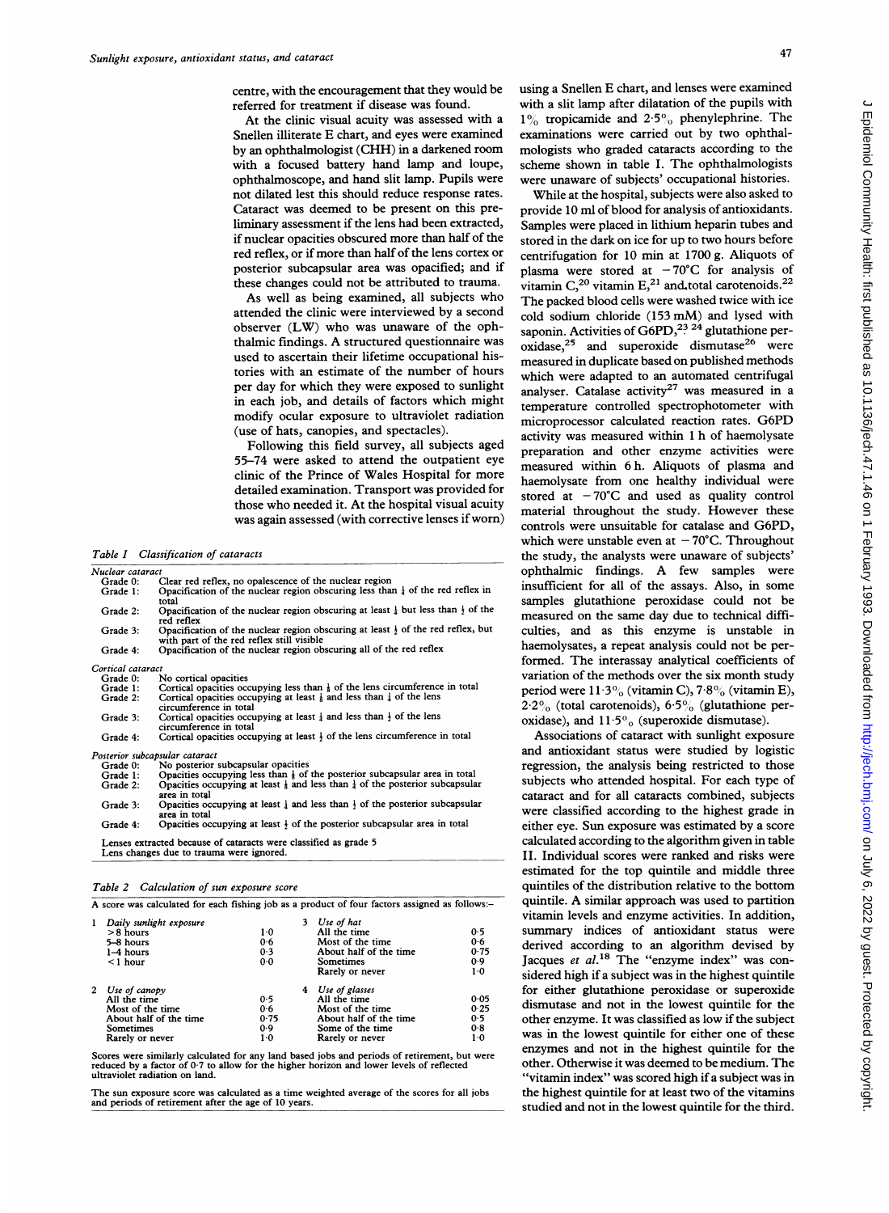centre, with the encouragement that they would be referred for treatment if disease was found.

At the clinic visual acuity was assessed with a Snellen illiterate E chart, and eyes were examined by an ophthalmologist (CHH) in a darkened room with a focused battery hand lamp and loupe, ophthalmoscope, and hand slit lamp. Pupils were not dilated lest this should reduce response rates. Cataract was deemed to be present on this preliminary assessment if the lens had been extracted, if nuclear opacities obscured more than half of the red reflex, or if more than half of the lens cortex or posterior subcapsular area was opacified; and if these changes could not be attributed to trauma.

As well as being examined, all subjects who attended the clinic were interviewed by a second observer (LW) who was unaware of the ophthalmic findings. A structured questionnaire was used to ascertain their lifetime occupational histories with an estimate of the number of hours per day for which they were exposed to sunlight in each job, and details of factors which might modify ocular exposure to ultraviolet radiation (use of hats, canopies, and spectacles).

Following this field survey, all subjects aged 55–74 were asked to attend the outpatient eye clinic of the Prince of Wales Hospital for more detailed examination. Transport was provided for those who needed it. At the hospital visual acuity was again assessed (with corrective lenses if worn) using a Snellen E chart, and lenses were examined with a slit lamp after dilatation of the pupils with 1% tropicamide and 2·5% phenylephrine. The examinations were carried out by two ophthalmologists who graded cataracts according to the scheme shown in table I. The ophthalmologists were unaware of subjects' occupational histories.

While at the hospital, subjects were also asked to provide 10 ml of blood for analysis of antioxidants. Samples were placed in lithium heparin tubes and stored in the dark on ice for up to two hours before centrifugation for 10 min at 1700 g. Aliquots of plasma were stored at −70°C for analysis of vitamin C,[20] vitamin E,[21] and total carotenoids.[22] The packed blood cells were washed twice with ice cold sodium chloride (153 mM) and lysed with saponin. Activities of G6PD,[23 24] glutathione peroxidase,[25] and superoxide dismutase[26] were measured in duplicate based on published methods which were adapted to an automated centrifugal analyser. Catalase activity[27] was measured in a temperature controlled spectrophotometer with microprocessor calculated reaction rates. G6PD activity was measured within 1 h of haemolysate preparation and other enzyme activities were measured within 6 h. Aliquots of plasma and haemolysate from one healthy individual were stored at −70°C and used as quality control material throughout the study. However these controls were unsuitable for catalase and G6PD, which were unstable even at −70°C. Throughout the study, the analysts were unaware of subjects' ophthalmic findings. A few samples were insufficient for all of the assays. Also, in some samples glutathione peroxidase could not be measured on the same day due to technical difficulties, and as this enzyme is unstable in haemolysates, a repeat analysis could not be performed. The interassay analytical coefficients of variation of the methods over the six month study period were 11·3% (vitamin C), 7·8% (vitamin E), 2·2% (total carotenoids), 6·5% (glutathione peroxidase), and 11·5% (superoxide dismutase).

Associations of cataract with sunlight exposure and antioxidant status were studied by logistic regression, the analysis being restricted to those subjects who attended hospital. For each type of cataract and for all cataracts combined, subjects were classified according to the highest grade in either eye. Sun exposure was estimated by a score calculated according to the algorithm given in table II. Individual scores were ranked and risks were estimated for the top quintile and middle three quintiles of the distribution relative to the bottom quintile. A similar approach was used to partition vitamin levels and enzyme activities. In addition, summary indices of antioxidant status were derived according to an algorithm devised by Jacques *et al*.[18] The "enzyme index" was considered high if a subject was in the highest quintile for either glutathione peroxidase or superoxide dismutase and not in the lowest quintile for the other enzyme. It was classified as low if the subject was in the lowest quintile for either one of these enzymes and not in the highest quintile for the other. Otherwise it was deemed to be medium. The "vitamin index" was scored high if a subject was in the highest quintile for at least two of the vitamins studied and not in the lowest quintile for the third.

*Table I Classification of cataracts*

| | |
|---|---|
| *Nuclear cataract* | |
| Grade 0: | Clear red reflex, no opalescence of the nuclear region |
| Grade 1: | Opacification of the nuclear region obscuring less than ¼ of the red reflex in total |
| Grade 2: | Opacification of the nuclear region obscuring at least ¼ but less than ½ of the red reflex |
| Grade 3: | Opacification of the nuclear region obscuring at least ½ of the red reflex, but with part of the red reflex still visible |
| Grade 4: | Opacification of the nuclear region obscuring all of the red reflex |
| *Cortical cataract* | |
| Grade 0: | No cortical opacities |
| Grade 1: | Cortical opacities occupying less than ⅛ of the lens circumference in total |
| Grade 2: | Cortical opacities occupying at least ⅛ and less than ¼ of the lens circumference in total |
| Grade 3: | Cortical opacities occupying at least ¼ and less than ½ of the lens circumference in total |
| Grade 4: | Cortical opacities occupying at least ½ of the lens circumference in total |
| *Posterior subcapsular cataract* | |
| Grade 0: | No posterior subcapsular opacities |
| Grade 1: | Opacities occupying less than ⅛ of the posterior subcapsular area in total |
| Grade 2: | Opacities occupying at least ⅛ and less than ¼ of the posterior subcapsular area in total |
| Grade 3: | Opacities occupying at least ¼ and less than ½ of the posterior subcapsular area in total |
| Grade 4: | Opacities occupying at least ½ of the posterior subcapsular area in total |

Lenses extracted because of cataracts were classified as grade 5
Lens changes due to trauma were ignored.

*Table 2 Calculation of sun exposure score*

A score was calculated for each fishing job as a product of four factors assigned as follows:–

| | | | | |
|---|---|---|---|---|
| 1 *Daily sunlight exposure* | | | 3 *Use of hat* | |
| >8 hours | 1·0 | | All the time | 0·5 |
| 5–8 hours | 0·6 | | Most of the time | 0·6 |
| 1–4 hours | 0·3 | | About half of the time | 0·75 |
| <1 hour | 0·0 | | Sometimes | 0·9 |
| | | | Rarely or never | 1·0 |
| 2 *Use of canopy* | | | 4 *Use of glasses* | |
| All the time | 0·5 | | All the time | 0·05 |
| Most of the time | 0·6 | | Most of the time | 0·25 |
| About half of the time | 0·75 | | About half of the time | 0·5 |
| Sometimes | 0·9 | | Some of the time | 0·8 |
| Rarely or never | 1·0 | | Rarely or never | 1·0 |

Scores were similarly calculated for any land based jobs and periods of retirement, but were reduced by a factor of 0·7 to allow for the higher horizon and lower levels of reflected ultraviolet radiation on land.

The sun exposure score was calculated as a time weighted average of the scores for all jobs and periods of retirement after the age of 10 years.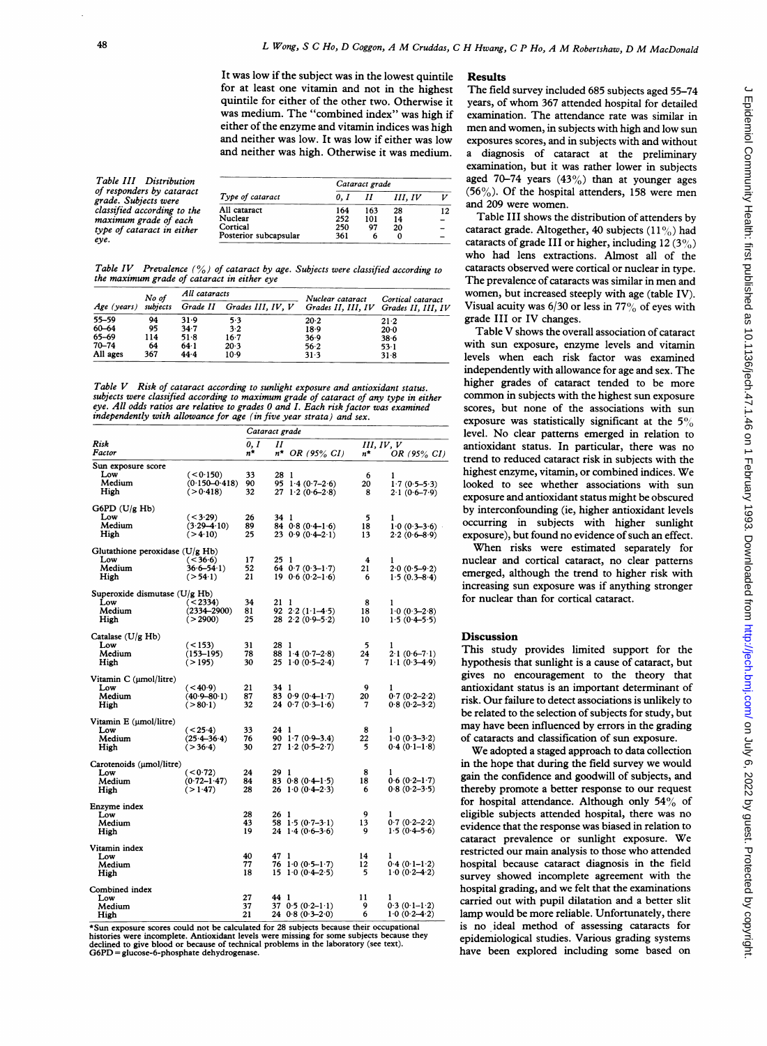It was low if the subject was in the lowest quintile for at least one vitamin and not in the highest quintile for either of the other two. Otherwise it was medium. The "combined index" was high if either of the enzyme and vitamin indices was high and neither was low. It was low if either was low and neither was high. Otherwise it was medium.

Table III Distribution of responders by cataract grade. Subjects were classified according to the maximum grade of each type of cataract in either eye.

| Type of cataract | Cataract grade | | | |
|---|---|---|---|---|
| | 0, I | II | III, IV | V |
| All cataract | 164 | 163 | 28 | 12 |
| Nuclear | 252 | 101 | 14 | – |
| Cortical | 250 | 97 | 20 | – |
| Posterior subcapsular | 361 | 6 | 0 | – |

Table IV Prevalence (%) of cataract by age. Subjects were classified according to the maximum grade of cataract in either eye

| Age (years) | No of subjects | All cataracts | | Nuclear cataract | Cortical cataract |
|---|---|---|---|---|---|
| | | Grade II | Grades III, IV, V | Grades II, III, IV | Grades II, III, IV |
| 55–59 | 94 | 31·9 | 5·3 | 20·2 | 21·2 |
| 60–64 | 95 | 34·7 | 3·2 | 18·9 | 20·0 |
| 65–69 | 114 | 51·8 | 16·7 | 36·9 | 38·6 |
| 70–74 | 64 | 64·1 | 20·3 | 56·2 | 53·1 |
| All ages | 367 | 44·4 | 10·9 | 31·3 | 31·8 |

Table V Risk of cataract according to sunlight exposure and antioxidant status. subjects were classified according to maximum grade of cataract of any type in either eye. All odds ratios are relative to grades 0 and I. Each risk factor was examined independently with allowance for age (in five year strata) and sex.

| Risk Factor | | 0, I n* | II n* | II OR (95% CI) | III, IV, V n* | III, IV, V OR (95% CI) |
|---|---|---|---|---|---|---|
| **Sun exposure score** | | | | | | |
| Low | (<0·150) | 33 | 28 | 1 | 6 | 1 |
| Medium | (0·150–0·418) | 90 | 95 | 1·4 (0·7–2·6) | 20 | 1·7 (0·5–5·3) |
| High | (>0·418) | 32 | 27 | 1·2 (0·6–2·8) | 8 | 2·1 (0·6–7·9) |
| **G6PD (U/g Hb)** | | | | | | |
| Low | (<3·29) | 26 | 34 | 1 | 5 | 1 |
| Medium | (3·29–4·10) | 89 | 84 | 0·8 (0·4–1·6) | 18 | 1·0 (0·3–3·6) |
| High | (>4·10) | 25 | 23 | 0·9 (0·4–2·1) | 13 | 2·2 (0·6–8·9) |
| **Glutathione peroxidase (U/g Hb)** | | | | | | |
| Low | (<36·6) | 17 | 25 | 1 | 4 | 1 |
| Medium | 36·6–54·1) | 52 | 64 | 0·7 (0·3–1·7) | 21 | 2·0 (0·5–9·2) |
| High | (>54·1) | 21 | 19 | 0·6 (0·2–1·6) | 6 | 1·5 (0·3–8·4) |
| **Superoxide dismutase (U/g Hb)** | | | | | | |
| Low | (<2334) | 34 | 21 | 1 | 8 | 1 |
| Medium | (2334–2900) | 81 | 92 | 2·2 (1·1–4·5) | 18 | 1·0 (0·3–2·8) |
| High | (>2900) | 25 | 28 | 2·2 (0·9–5·2) | 10 | 1·5 (0·4–5·5) |
| **Catalase (U/g Hb)** | | | | | | |
| Low | (<153) | 31 | 28 | 1 | 5 | 1 |
| Medium | (153–195) | 78 | 88 | 1·4 (0·7–2·8) | 24 | 2·1 (0·6–7·1) |
| High | (>195) | 30 | 25 | 1·0 (0·5–2·4) | 7 | 1·1 (0·3–4·9) |
| **Vitamin C (μmol/litre)** | | | | | | |
| Low | (<40·9) | 21 | 34 | 1 | 9 | 1 |
| Medium | (40·9–80·1) | 87 | 83 | 0·9 (0·4–1·7) | 20 | 0·7 (0·2–2·2) |
| High | (>80·1) | 32 | 24 | 0·7 (0·3–1·6) | 7 | 0·8 (0·2–3·2) |
| **Vitamin E (μmol/litre)** | | | | | | |
| Low | (<25·4) | 33 | 24 | 1 | 8 | 1 |
| Medium | (25·4–36·4) | 76 | 90 | 1·7 (0·9–3.4) | 22 | 1·0 (0·3–3·2) |
| High | (>36·4) | 30 | 27 | 1·2 (0·5–2·7) | 5 | 0·4 (0·1–1·8) |
| **Carotenoids (μmol/litre)** | | | | | | |
| Low | (<0·72) | 24 | 29 | 1 | 8 | 1 |
| Medium | (0·72–1·47) | 84 | 83 | 0·8 (0·4–1·5) | 18 | 0·6 (0·2–1·7) |
| High | (>1·47) | 28 | 26 | 1·0 (0·4–2·3) | 6 | 0·8 (0·2–3·5) |
| **Enzyme index** | | | | | | |
| Low | | 28 | 26 | 1 | 9 | 1 |
| Medium | | 43 | 58 | 1·5 (0·7–3·1) | 13 | 0·7 (0·2–2·2) |
| High | | 19 | 24 | 1·4 (0·6–3·6) | 9 | 1·5 (0·4–5·6) |
| **Vitamin index** | | | | | | |
| Low | | 40 | 47 | 1 | 14 | 1 |
| Medium | | 77 | 76 | 1·0 (0·5–1·7) | 12 | 0·4 (0·1–1·2) |
| High | | 18 | 15 | 1·0 (0·4–2·5) | 5 | 1·0 (0·2–4·2) |
| **Combined index** | | | | | | |
| Low | | 27 | 44 | 1 | 11 | 1 |
| Medium | | 37 | 37 | 0·5 (0·2–1·1) | 9 | 0·3 (0·1–1·2) |
| High | | 21 | 24 | 0·8 (0·3–2·0) | 6 | 1·0 (0·2–4·2) |

*Sun exposure scores could not be calculated for 28 subjects because their occupational histories were incomplete. Antioxidant levels were missing for some subjects because they declined to give blood or because of technical problems in the laboratory (see text). G6PD = glucose-6-phosphate dehydrogenase.

## Results

The field survey included 685 subjects aged 55–74 years, of whom 367 attended hospital for detailed examination. The attendance rate was similar in men and women, in subjects with high and low sun exposures scores, and in subjects with and without a diagnosis of cataract at the preliminary examination, but it was rather lower in subjects aged 70–74 years (43%) than at younger ages (56%). Of the hospital attenders, 158 were men and 209 were women.

Table III shows the distribution of attenders by cataract grade. Altogether, 40 subjects (11%) had cataracts of grade III or higher, including 12 (3%) who had lens extractions. Almost all of the cataracts observed were cortical or nuclear in type. The prevalence of cataracts was similar in men and women, but increased steeply with age (table IV). Visual acuity was 6/30 or less in 77% of eyes with grade III or IV changes.

Table V shows the overall association of cataract with sun exposure, enzyme levels and vitamin levels when each risk factor was examined independently with allowance for age and sex. The higher grades of cataract tended to be more common in subjects with the highest sun exposure scores, but none of the associations with sun exposure was statistically significant at the 5% level. No clear patterns emerged in relation to antioxidant status. In particular, there was no trend to reduced cataract risk in subjects with the highest enzyme, vitamin, or combined indices. We looked to see whether associations with sun exposure and antioxidant status might be obscured by interconfounding (ie, higher antioxidant levels occurring in subjects with higher sunlight exposure), but found no evidence of such an effect.

When risks were estimated separately for nuclear and cortical cataract, no clear patterns emerged, although the trend to higher risk with increasing sun exposure was if anything stronger for nuclear than for cortical cataract.

## Discussion

This study provides limited support for the hypothesis that sunlight is a cause of cataract, but gives no encouragement to the theory that antioxidant status is an important determinant of risk. Our failure to detect associations is unlikely to be related to the selection of subjects for study, but may have been influenced by errors in the grading of cataracts and classification of sun exposure.

We adopted a staged approach to data collection in the hope that during the field survey we would gain the confidence and goodwill of subjects, and thereby promote a better response to our request for hospital attendance. Although only 54% of eligible subjects attended hospital, there was no evidence that the response was biased in relation to cataract prevalence or sunlight exposure. We restricted our main analysis to those who attended hospital because cataract diagnosis in the field survey showed incomplete agreement with the hospital grading, and we felt that the examinations carried out with pupil dilatation and a better slit lamp would be more reliable. Unfortunately, there is no ideal method of assessing cataracts for epidemiological studies. Various grading systems have been explored including some based on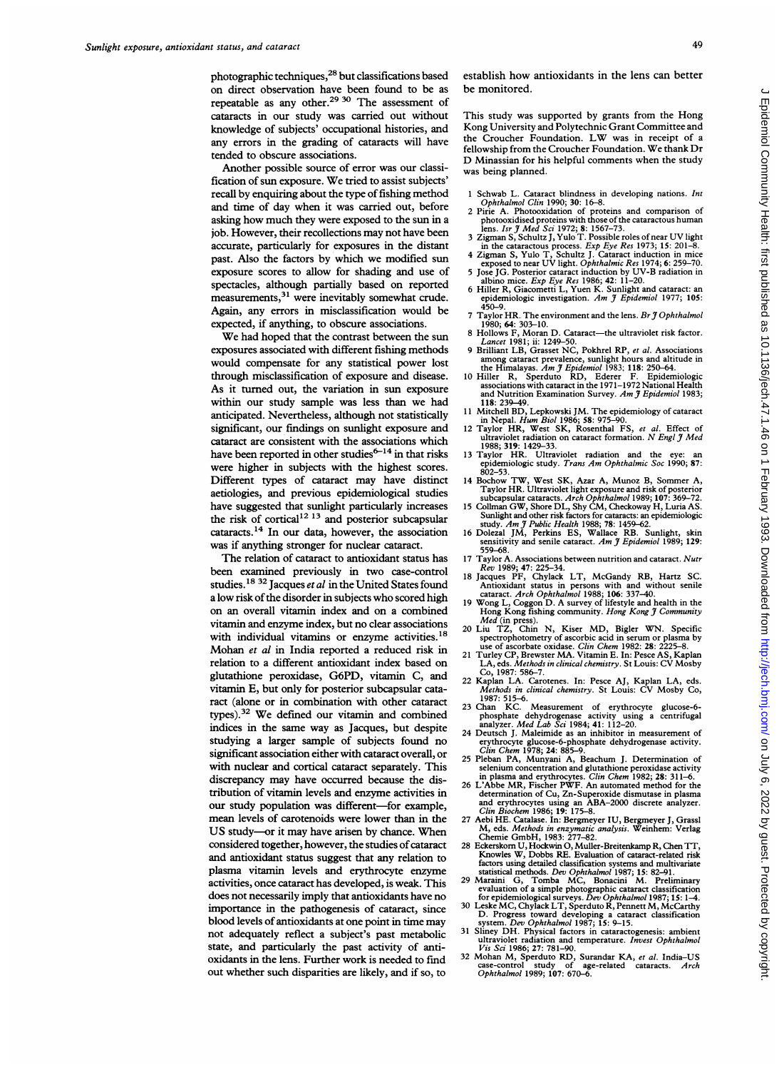photographic techniques,[28] but classifications based on direct observation have been found to be as repeatable as any other.[29 30] The assessment of cataracts in our study was carried out without knowledge of subjects' occupational histories, and any errors in the grading of cataracts will have tended to obscure associations.

Another possible source of error was our classification of sun exposure. We tried to assist subjects' recall by enquiring about the type of fishing method and time of day when it was carried out, before asking how much they were exposed to the sun in a job. However, their recollections may not have been accurate, particularly for exposures in the distant past. Also the factors by which we modified sun exposure scores to allow for shading and use of spectacles, although partially based on reported measurements,[31] were inevitably somewhat crude. Again, any errors in misclassification would be expected, if anything, to obscure associations.

We had hoped that the contrast between the sun exposures associated with different fishing methods would compensate for any statistical power lost through misclassification of exposure and disease. As it turned out, the variation in sun exposure within our study sample was less than we had anticipated. Nevertheless, although not statistically significant, our findings on sunlight exposure and cataract are consistent with the associations which have been reported in other studies[6–14] in that risks were higher in subjects with the highest scores. Different types of cataract may have distinct aetiologies, and previous epidemiological studies have suggested that sunlight particularly increases the risk of cortical[12 13] and posterior subcapsular cataracts.[14] In our data, however, the association was if anything stronger for nuclear cataract.

The relation of cataract to antioxidant status has been examined previously in two case-control studies.[18 32] Jacques *et al* in the United States found a low risk of the disorder in subjects who scored high on an overall vitamin index and on a combined vitamin and enzyme index, but no clear associations with individual vitamins or enzyme activities.[18] Mohan *et al* in India reported a reduced risk in relation to a different antioxidant index based on glutathione peroxidase, G6PD, vitamin C, and vitamin E, but only for posterior subcapsular cataract (alone or in combination with other cataract types).[32] We defined our vitamin and combined indices in the same way as Jacques, but despite studying a larger sample of subjects found no significant association either with cataract overall, or with nuclear and cortical cataract separately. This discrepancy may have occurred because the distribution of vitamin levels and enzyme activities in our study population was different—for example, mean levels of carotenoids were lower than in the US study—or it may have arisen by chance. When considered together, however, the studies of cataract and antioxidant status suggest that any relation to plasma vitamin levels and erythrocyte enzyme activities, once cataract has developed, is weak. This does not necessarily imply that antioxidants have no importance in the pathogenesis of cataract, since blood levels of antioxidants at one point in time may not adequately reflect a subject's past metabolic state, and particularly the past activity of antioxidants in the lens. Further work is needed to find out whether such disparities are likely, and if so, to establish how antioxidants in the lens can better be monitored.

This study was supported by grants from the Hong Kong University and Polytechnic Grant Committee and the Croucher Foundation. LW was in receipt of a fellowship from the Croucher Foundation. We thank Dr D Minassian for his helpful comments when the study was being planned.

1 Schwab L. Cataract blindness in developing nations. *Int Ophthalmol Clin* 1990; **30**: 16–8.
2 Pirie A. Photooxidation of proteins and comparison of photooxidised proteins with those of the cataractous human lens. *Isr J Med Sci* 1972; **8**: 1567–73.
3 Zigman S, Schultz J, Yulo T. Possible roles of near UV light in the cataractous process. *Exp Eye Res* 1973; **15**: 201–8.
4 Zigman S, Yulo T, Schultz J. Cataract induction in mice exposed to near UV light. *Ophthalmic Res* 1974; **6**: 259–70.
5 Jose JG. Posterior cataract induction by UV-B radiation in albino mice. *Exp Eye Res* 1986; **42**: 11–20.
6 Hiller R, Giacometti L, Yuen K. Sunlight and cataract: an epidemiologic investigation. *Am J Epidemiol* 1977; **105**: 450–9.
7 Taylor HR. The environment and the lens. *Br J Ophthalmol* 1980; **64**: 303–10.
8 Hollows F, Moran D. Cataract—the ultraviolet risk factor. *Lancet* 1981; **ii**: 1249–50.
9 Brilliant LB, Grasset NC, Pokhrel RP, *et al*. Associations among cataract prevalence, sunlight hours and altitude in the Himalayas. *Am J Epidemiol* 1983; **118**: 250–64.
10 Hiller R, Sperduto RD, Ederer F. Epidemiologic associations with cataract in the 1971–1972 National Health and Nutrition Examination Survey. *Am J Epidemiol* 1983; **118**: 239–49.
11 Mitchell BD, Lepkowski JM. The epidemiology of cataract in Nepal. *Hum Biol* 1986; **58**: 975–90.
12 Taylor HR, West SK, Rosenthal FS, *et al*. Effect of ultraviolet radiation on cataract formation. *N Engl J Med* 1988; **319**: 1429–33.
13 Taylor HR. Ultraviolet radiation and the eye: an epidemiologic study. *Trans Am Ophthalmic Soc* 1990; **87**: 802–53.
14 Bochow TW, West SK, Azar A, Munoz B, Sommer A, Taylor HR. Ultraviolet light exposure and risk of posterior subcapsular cataracts. *Arch Ophthalmol* 1989; **107**: 369–72.
15 Collman GW, Shore DL, Shy CM, Checkoway H, Luria AS. Sunlight and other risk factors for cataracts: an epidemiologic study. *Am J Public Health* 1988; **78**: 1459–62.
16 Dolezal JM, Perkins ES, Wallace RB. Sunlight, skin sensitivity and senile cataract. *Am J Epidemiol* 1989; **129**: 559–68.
17 Taylor A. Associations between nutrition and cataract. *Nutr Rev* 1989; **47**: 225–34.
18 Jacques PF, Chylack LT, McGandy RB, Hartz SC. Antioxidant status in persons with and without senile cataract. *Arch Ophthalmol* 1988; **106**: 337–40.
19 Wong L, Coggon D. A survey of lifestyle and health in the Hong Kong fishing community. *Hong Kong J Community Med* (in press).
20 Liu TZ, Chin N, Kiser MD, Bigler WN. Specific spectrophotometry of ascorbic acid in serum or plasma by use of ascorbate oxidase. *Clin Chem* 1982; **28**: 2225–8.
21 Turley CP, Brewster MA. Vitamin E. In: Pesce AS, Kaplan LA, eds. *Methods in clinical chemistry*. St Louis: CV Mosby Co, 1987: 586–7.
22 Kaplan LA. Carotenes. In: Pesce AJ, Kaplan LA, eds. *Methods in clinical chemistry*. St Louis: CV Mosby Co, 1987: 515–6.
23 Chan KC. Measurement of erythrocyte glucose-6-phosphate dehydrogenase activity using a centrifugal analyzer. *Med Lab Sci* 1984; **41**: 112–20.
24 Deutsch J. Maleimide as an inhibitor in measurement of erythrocyte glucose-6-phosphate dehydrogenase activity. *Clin Chem* 1978; **24**: 885–9.
25 Pleban PA, Munyani A, Beachum J. Determination of selenium concentration and glutathione peroxidase activity in plasma and erythrocytes. *Clin Chem* 1982; **28**: 311–6.
26 L'Abbe MR, Fischer PWF. An automated method for the determination of Cu, Zn-Superoxide dismutase in plasma and erythrocytes using an ABA-2000 discrete analyzer. *Clin Biochem* 1986; **19**: 175–8.
27 Aebi HE. Catalase. In: Bergmeyer IU, Bergmeyer J, Grassl M, eds. *Methods in enzymatic analysis*. Weinhem: Verlag Chemie GmbH, 1983: 277–82.
28 Eckerskorn U, Hockwin O, Muller-Breitenkamp R, Chen TT, Knowles W, Dobbs RE. Evaluation of cataract-related risk factors using detailed classification systems and multivariate statistical methods. *Dev Ophthalmol* 1987; **15**: 82–91.
29 Maraini G, Tomba MC, Bonacini M. Preliminary evaluation of a simple photographic cataract classification for epidemiological surveys. *Dev Ophthalmol* 1987; **15**: 1–4.
30 Leske MC, Chylack LT, Sperduto R, Pennett M, McCarthy D. Progress toward developing a cataract classification system. *Dev Ophthalmol* 1987; **15**: 9–15.
31 Sliney DH. Physical factors in cataractogenesis: ambient ultraviolet radiation and temperature. *Invest Ophthalmol Vis Sci* 1986; **27**: 781–90.
32 Mohan M, Sperduto RD, Surandar KA, *et al*. India–US case-control study of age-related cataracts. *Arch Ophthalmol* 1989; **107**: 670–6.